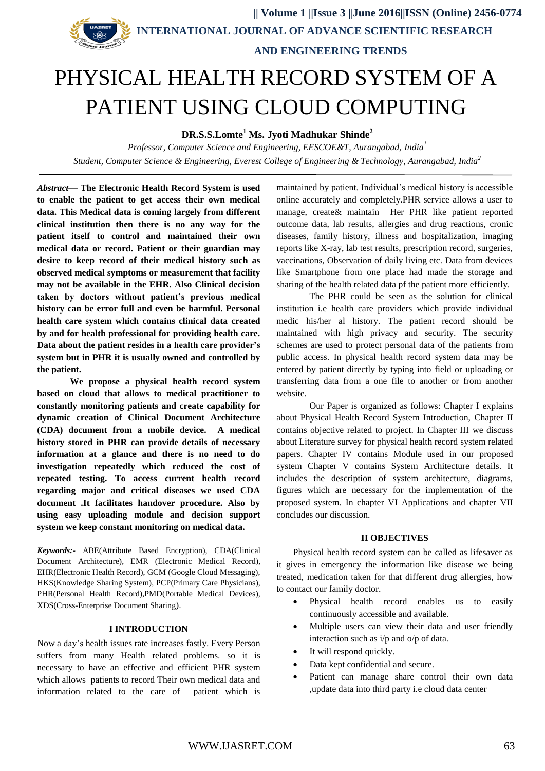# PHYSICAL HEALTH RECORD SYSTEM OF A PATIENT USING CLOUD COMPUTING

**DR.S.S.Lomte[1] Ms. Jyoti Madhukar Shinde[2]**

*Professor, Computer Science and Engineering, EESCOE&T, Aurangabad, India[1]*

*Student, Computer Science & Engineering, Everest College of Engineering & Technology, Aurangabad, India[2]*

***Abstract*— The Electronic Health Record System is used to enable the patient to get access their own medical data. This Medical data is coming largely from different clinical institution then there is no any way for the patient itself to control and maintained their own medical data or record. Patient or their guardian may desire to keep record of their medical history such as observed medical symptoms or measurement that facility may not be available in the EHR. Also Clinical decision taken by doctors without patient's previous medical history can be error full and even be harmful. Personal health care system which contains clinical data created by and for health professional for providing health care. Data about the patient resides in a health care provider's system but in PHR it is usually owned and controlled by the patient.**

**We propose a physical health record system based on cloud that allows to medical practitioner for constantly monitoring patients and create capability for dynamic creation of Clinical Document Architecture (CDA) document from a mobile device. A medical history stored in PHR can provide details of necessary information at a glance and there is no need to do investigation repeatedly which reduced the cost of repeated testing. To access current health record regarding major and critical diseases we used CDA document .It facilitates handover procedure. Also by using easy uploading module and decision support system we keep constant monitoring on medical data.**

***Keywords:-*** ABE(Attribute Based Encryption), CDA(Clinical Document Architecture), EMR (Electronic Medical Record), EHR(Electronic Health Record), GCM (Google Cloud Messaging), HKS(Knowledge Sharing System), PCP(Primary Care Physicians), PHR(Personal Health Record),PMD(Portable Medical Devices), XDS(Cross-Enterprise Document Sharing).

## I INTRODUCTION

Now a day's health issues rate increases fastly. Every Person suffers from many Health related problems. so it is necessary to have an effective and efficient PHR system which allows patients to record Their own medical data and information related to the care of patient which is maintained by patient. Individual's medical history is accessible online accurately and completely.PHR service allows a user to manage, create& maintain Her PHR like patient reported outcome data, lab results, allergies and drug reactions, cronic diseases, family history, illness and hospitalization, imaging reports like X-ray, lab test results, prescription record, surgeries, vaccinations, Observation of daily living etc. Data from devices like Smartphone from one place had made the storage and sharing of the health related data pf the patient more efficiently.

The PHR could be seen as the solution for clinical institution i.e health care providers which provide individual medic his/her al history. The patient record should be maintained with high privacy and security. The security schemes are used to protect personal data of the patients from public access. In physical health record system data may be entered by patient directly by typing into field or uploading or transferring data from a one file to another or from another website.

Our Paper is organized as follows: Chapter I explains about Physical Health Record System Introduction, Chapter II contains objective related to project. In Chapter III we discuss about Literature survey for physical health record system related papers. Chapter IV contains Module used in our proposed system Chapter V contains System Architecture details. It includes the description of system architecture, diagrams, figures which are necessary for the implementation of the proposed system. In chapter VI Applications and chapter VII concludes our discussion.

## II OBJECTIVES

Physical health record system can be called as lifesaver as it gives in emergency the information like disease we being treated, medication taken for that different drug allergies, how to contact our family doctor.

- Physical health record enables us to easily continuously accessible and available.
- Multiple users can view their data and user friendly interaction such as i/p and o/p of data.
- It will respond quickly.
- Data kept confidential and secure.
- Patient can manage share control their own data ,update data into third party i.e cloud data center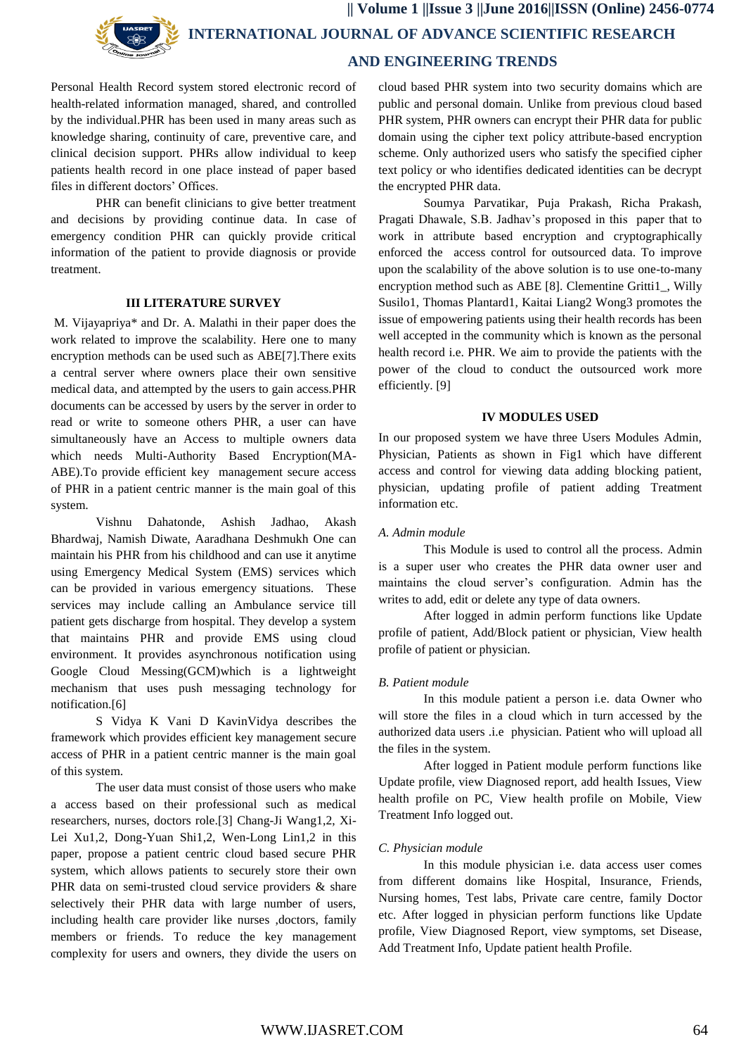Personal Health Record system stored electronic record of health-related information managed, shared, and controlled by the individual.PHR has been used in many areas such as knowledge sharing, continuity of care, preventive care, and clinical decision support. PHRs allow individual to keep patients health record in one place instead of paper based files in different doctors' Offices.

PHR can benefit clinicians to give better treatment and decisions by providing continue data. In case of emergency condition PHR can quickly provide critical information of the patient to provide diagnosis or provide treatment.

## III LITERATURE SURVEY

M. Vijayapriya* and Dr. A. Malathi in their paper does the work related to improve the scalability. Here one to many encryption methods can be used such as ABE[7].There exits a central server where owners place their own sensitive medical data, and attempted by the users to gain access.PHR documents can be accessed by users by the server in order to read or write to someone others PHR, a user can have simultaneously have an Access to multiple owners data which needs Multi-Authority Based Encryption(MA-ABE).To provide efficient key management secure access of PHR in a patient centric manner is the main goal of this system.

Vishnu Dahatonde, Ashish Jadhao, Akash Bhardwaj, Namish Diwate, Aaradhana Deshmukh One can maintain his PHR from his childhood and can use it anytime using Emergency Medical System (EMS) services which can be provided in various emergency situations. These services may include calling an Ambulance service till patient gets discharge from hospital. They develop a system that maintains PHR and provide EMS using cloud environment. It provides asynchronous notification using Google Cloud Messing(GCM)which is a lightweight mechanism that uses push messaging technology for notification.[6]

S Vidya K Vani D KavinVidya describes the framework which provides efficient key management secure access of PHR in a patient centric manner is the main goal of this system.

The user data must consist of those users who make a access based on their professional such as medical researchers, nurses, doctors role.[3] Chang-Ji Wang1,2, Xi-Lei Xu1,2, Dong-Yuan Shi1,2, Wen-Long Lin1,2 in this paper, propose a patient centric cloud based secure PHR system, which allows patients to securely store their own PHR data on semi-trusted cloud service providers & share selectively their PHR data with large number of users, including health care provider like nurses ,doctors, family members or friends. To reduce the key management complexity for users and owners, they divide the users on cloud based PHR system into two security domains which are public and personal domain. Unlike from previous cloud based PHR system, PHR owners can encrypt their PHR data for public domain using the cipher text policy attribute-based encryption scheme. Only authorized users who satisfy the specified cipher text policy or who identifies dedicated identities can be decrypt the encrypted PHR data.

Soumya Parvatikar, Puja Prakash, Richa Prakash, Pragati Dhawale, S.B. Jadhav's proposed in this paper that to work in attribute based encryption and cryptographically enforced the access control for outsourced data. To improve upon the scalability of the above solution is to use one-to-many encryption method such as ABE [8]. Clementine Gritti1_, Willy Susilo1, Thomas Plantard1, Kaitai Liang2 Wong3 promotes the issue of empowering patients using their health records has been well accepted in the community which is known as the personal health record i.e. PHR. We aim to provide the patients with the power of the cloud to conduct the outsourced work more efficiently. [9]

## IV MODULES USED

In our proposed system we have three Users Modules Admin, Physician, Patients as shown in Fig1 which have different access and control for viewing data adding blocking patient, physician, updating profile of patient adding Treatment information etc.

### *A. Admin module*

This Module is used to control all the process. Admin is a super user who creates the PHR data owner user and maintains the cloud server's configuration. Admin has the writes to add, edit or delete any type of data owners.

After logged in admin perform functions like Update profile of patient, Add/Block patient or physician, View health profile of patient or physician.

### *B. Patient module*

In this module patient a person i.e. data Owner who will store the files in a cloud which in turn accessed by the authorized data users .i.e physician. Patient who will upload all the files in the system.

After logged in Patient module perform functions like Update profile, view Diagnosed report, add health Issues, View health profile on PC, View health profile on Mobile, View Treatment Info logged out.

### *C. Physician module*

In this module physician i.e. data access user comes from different domains like Hospital, Insurance, Friends, Nursing homes, Test labs, Private care centre, family Doctor etc. After logged in physician perform functions like Update profile, View Diagnosed Report, view symptoms, set Disease, Add Treatment Info, Update patient health Profile.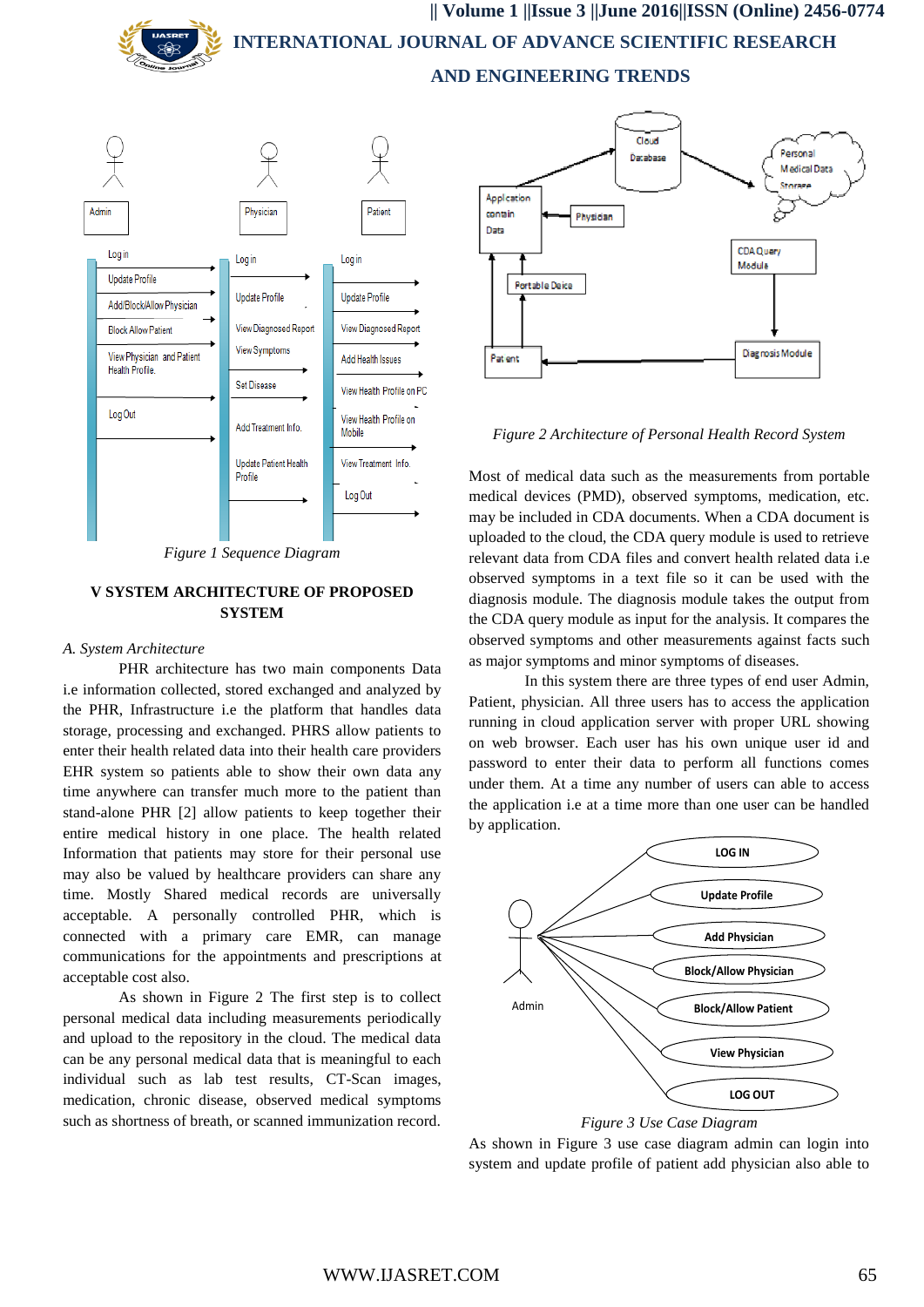Figure 1 Sequence Diagram

## V SYSTEM ARCHITECTURE OF PROPOSED SYSTEM

*A. System Architecture*

PHR architecture has two main components Data i.e information collected, stored exchanged and analyzed by the PHR, Infrastructure i.e the platform that handles data storage, processing and exchanged. PHRS allow patients to enter their health related data into their health care providers EHR system so patients able to show their own data any time anywhere can transfer much more to the patient than stand-alone PHR [2] allow patients to keep together their entire medical history in one place. The health related Information that patients may store for their personal use may also be valued by healthcare providers can share any time. Mostly Shared medical records are universally acceptable. A personally controlled PHR, which is connected with a primary care EMR, can manage communications for the appointments and prescriptions at acceptable cost also.

As shown in Figure 2 The first step is to collect personal medical data including measurements periodically and upload to the repository in the cloud. The medical data can be any personal medical data that is meaningful to each individual such as lab test results, CT-Scan images, medication, chronic disease, observed medical symptoms such as shortness of breath, or scanned immunization record.

*Figure 2 Architecture of Personal Health Record System*

Most of medical data such as the measurements from portable medical devices (PMD), observed symptoms, medication, etc. may be included in CDA documents. When a CDA document is uploaded to the cloud, the CDA query module is used to retrieve relevant data from CDA files and convert health related data i.e observed symptoms in a text file so it can be used with the diagnosis module. The diagnosis module takes the output from the CDA query module as input for the analysis. It compares the observed symptoms and other measurements against facts such as major symptoms and minor symptoms of diseases.

In this system there are three types of end user Admin, Patient, physician. All three users has to access the application running in cloud application server with proper URL showing on web browser. Each user has his own unique user id and password to enter their data to perform all functions comes under them. At a time any number of users can able to access the application i.e at a time more than one user can be handled by application.

*Figure 3 Use Case Diagram*

As shown in Figure 3 use case diagram admin can login into system and update profile of patient add physician also able to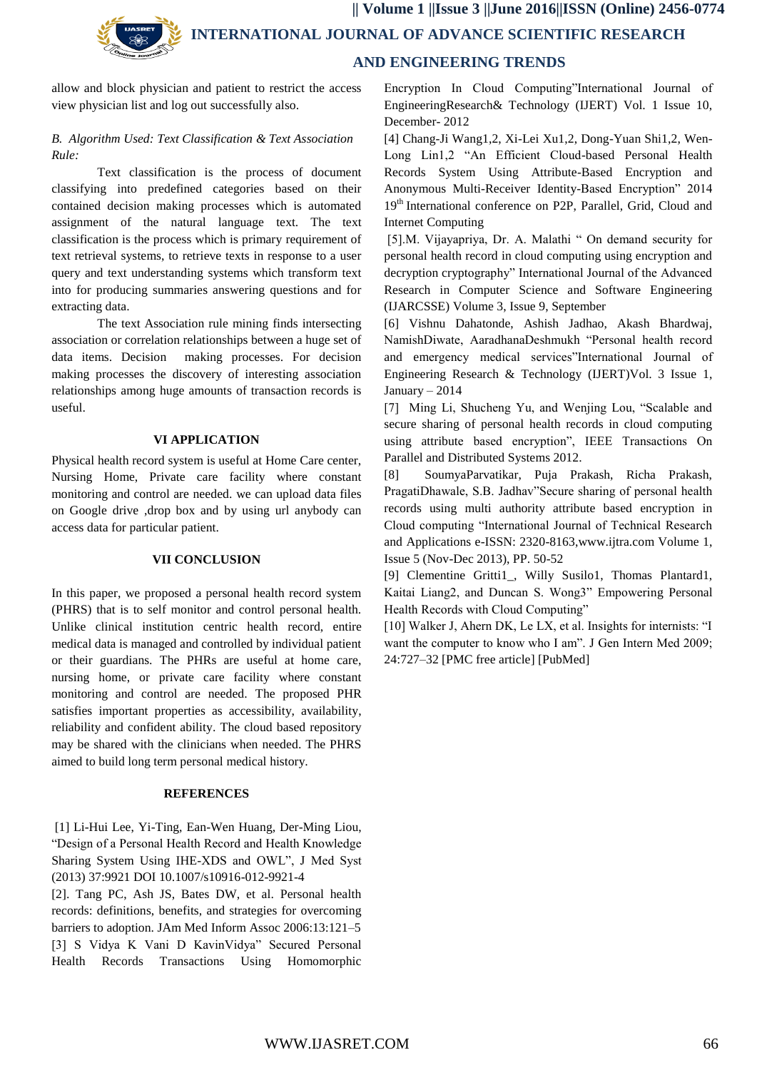allow and block physician and patient to restrict the access view physician list and log out successfully also.

*B. Algorithm Used: Text Classification & Text Association Rule:*

Text classification is the process of document classifying into predefined categories based on their contained decision making processes which is automated assignment of the natural language text. The text classification is the process which is primary requirement of text retrieval systems, to retrieve texts in response to a user query and text understanding systems which transform text into for producing summaries answering questions and for extracting data.

The text Association rule mining finds intersecting association or correlation relationships between a huge set of data items. Decision making processes. For decision making processes the discovery of interesting association relationships among huge amounts of transaction records is useful.

## VI APPLICATION

Physical health record system is useful at Home Care center, Nursing Home, Private care facility where constant monitoring and control are needed. we can upload data files on Google drive ,drop box and by using url anybody can access data for particular patient.

## VII CONCLUSION

In this paper, we proposed a personal health record system (PHRS) that is to self monitor and control personal health. Unlike clinical institution centric health record, entire medical data is managed and controlled by individual patient or their guardians. The PHRs are useful at home care, nursing home, or private care facility where constant monitoring and control are needed. The proposed PHR satisfies important properties as accessibility, availability, reliability and confident ability. The cloud based repository may be shared with the clinicians when needed. The PHRS aimed to build long term personal medical history.

## REFERENCES

[1] Li-Hui Lee, Yi-Ting, Ean-Wen Huang, Der-Ming Liou, "Design of a Personal Health Record and Health Knowledge Sharing System Using IHE-XDS and OWL", J Med Syst (2013) 37:9921 DOI 10.1007/s10916-012-9921-4

[2]. Tang PC, Ash JS, Bates DW, et al. Personal health records: definitions, benefits, and strategies for overcoming barriers to adoption. JAm Med Inform Assoc 2006:13:121–5

[3] S Vidya K Vani D KavinVidya" Secured Personal Health Records Transactions Using Homomorphic Encryption In Cloud Computing"International Journal of EngineeringResearch& Technology (IJERT) Vol. 1 Issue 10, December- 2012

[4] Chang-Ji Wang1,2, Xi-Lei Xu1,2, Dong-Yuan Shi1,2, Wen-Long Lin1,2 "An Efficient Cloud-based Personal Health Records System Using Attribute-Based Encryption and Anonymous Multi-Receiver Identity-Based Encryption" 2014 19th International conference on P2P, Parallel, Grid, Cloud and Internet Computing

[5].M. Vijayapriya, Dr. A. Malathi " On demand security for personal health record in cloud computing using encryption and decryption cryptography" International Journal of the Advanced Research in Computer Science and Software Engineering (IJARCSSE) Volume 3, Issue 9, September

[6] Vishnu Dahatonde, Ashish Jadhao, Akash Bhardwaj, NamishDiwate, AaradhanaDeshmukh "Personal health record and emergency medical services"International Journal of Engineering Research & Technology (IJERT)Vol. 3 Issue 1, January – 2014

[7] Ming Li, Shucheng Yu, and Wenjing Lou, "Scalable and secure sharing of personal health records in cloud computing using attribute based encryption", IEEE Transactions On Parallel and Distributed Systems 2012.

[8] SoumyaParvatikar, Puja Prakash, Richa Prakash, PragatiDhawale, S.B. Jadhav"Secure sharing of personal health records using multi authority attribute based encryption in Cloud computing "International Journal of Technical Research and Applications e-ISSN: 2320-8163,www.ijtra.com Volume 1, Issue 5 (Nov-Dec 2013), PP. 50-52

[9] Clementine Gritti1_, Willy Susilo1, Thomas Plantard1, Kaitai Liang2, and Duncan S. Wong3" Empowering Personal Health Records with Cloud Computing"

[10] Walker J, Ahern DK, Le LX, et al. Insights for internists: "I want the computer to know who I am". J Gen Intern Med 2009; 24:727–32 [PMC free article] [PubMed]